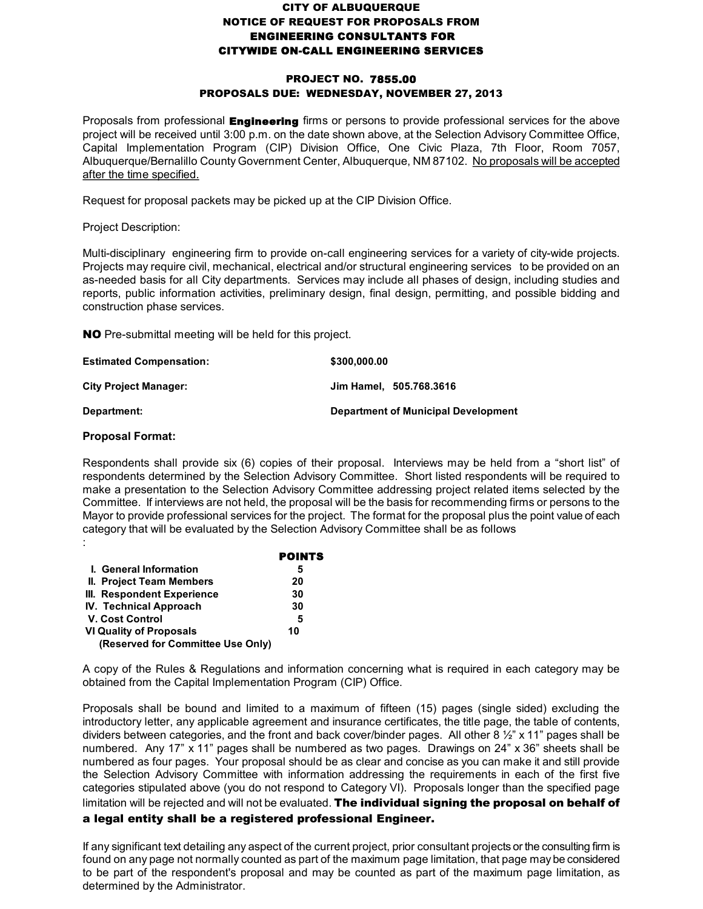# CITY OF ALBUQUERQUE
# NOTICE OF REQUEST FOR PROPOSALS FROM ENGINEERING CONSULTANTS FOR CITYWIDE ON-CALL ENGINEERING SERVICES

**PROJECT NO. 7855.00**
**PROPOSALS DUE: WEDNESDAY, NOVEMBER 27, 2013**

Proposals from professional **Engineering** firms or persons to provide professional services for the above project will be received until 3:00 p.m. on the date shown above, at the Selection Advisory Committee Office, Capital Implementation Program (CIP) Division Office, One Civic Plaza, 7th Floor, Room 7057, Albuquerque/Bernalillo County Government Center, Albuquerque, NM 87102. No proposals will be accepted after the time specified.

Request for proposal packets may be picked up at the CIP Division Office.

Project Description:

Multi-disciplinary engineering firm to provide on-call engineering services for a variety of city-wide projects. Projects may require civil, mechanical, electrical and/or structural engineering services to be provided on an as-needed basis for all City departments. Services may include all phases of design, including studies and reports, public information activities, preliminary design, final design, permitting, and possible bidding and construction phase services.

**NO** Pre-submittal meeting will be held for this project.

**Estimated Compensation:** **$300,000.00**

**City Project Manager:** **Jim Hamel, 505.768.3616**

**Department:** **Department of Municipal Development**

**Proposal Format:**

Respondents shall provide six (6) copies of their proposal. Interviews may be held from a "short list" of respondents determined by the Selection Advisory Committee. Short listed respondents will be required to make a presentation to the Selection Advisory Committee addressing project related items selected by the Committee. If interviews are not held, the proposal will be the basis for recommending firms or persons to the Mayor to provide professional services for the project. The format for the proposal plus the point value of each category that will be evaluated by the Selection Advisory Committee shall be as follows
:

| | POINTS |
|---|---|
| I. General Information | 5 |
| II. Project Team Members | 20 |
| III. Respondent Experience | 30 |
| IV. Technical Approach | 30 |
| V. Cost Control | 5 |
| VI Quality of Proposals (Reserved for Committee Use Only) | 10 |

A copy of the Rules & Regulations and information concerning what is required in each category may be obtained from the Capital Implementation Program (CIP) Office.

Proposals shall be bound and limited to a maximum of fifteen (15) pages (single sided) excluding the introductory letter, any applicable agreement and insurance certificates, the title page, the table of contents, dividers between categories, and the front and back cover/binder pages. All other 8 ½" x 11" pages shall be numbered. Any 17" x 11" pages shall be numbered as two pages. Drawings on 24" x 36" sheets shall be numbered as four pages. Your proposal should be as clear and concise as you can make it and still provide the Selection Advisory Committee with information addressing the requirements in each of the first five categories stipulated above (you do not respond to Category VI). Proposals longer than the specified page limitation will be rejected and will not be evaluated. **The individual signing the proposal on behalf of a legal entity shall be a registered professional Engineer.**

If any significant text detailing any aspect of the current project, prior consultant projects or the consulting firm is found on any page not normally counted as part of the maximum page limitation, that page may be considered to be part of the respondent's proposal and may be counted as part of the maximum page limitation, as determined by the Administrator.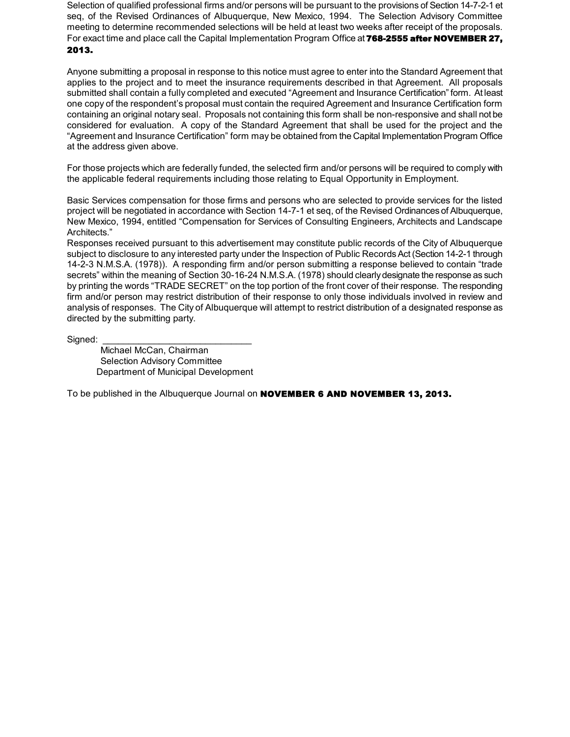Selection of qualified professional firms and/or persons will be pursuant to the provisions of Section 14-7-2-1 et seq, of the Revised Ordinances of Albuquerque, New Mexico, 1994. The Selection Advisory Committee meeting to determine recommended selections will be held at least two weeks after receipt of the proposals. For exact time and place call the Capital Implementation Program Office at **768-2555 after NOVEMBER 27, 2013.**

Anyone submitting a proposal in response to this notice must agree to enter into the Standard Agreement that applies to the project and to meet the insurance requirements described in that Agreement. All proposals submitted shall contain a fully completed and executed "Agreement and Insurance Certification" form. At least one copy of the respondent's proposal must contain the required Agreement and Insurance Certification form containing an original notary seal. Proposals not containing this form shall be non-responsive and shall not be considered for evaluation. A copy of the Standard Agreement that shall be used for the project and the "Agreement and Insurance Certification" form may be obtained from the Capital Implementation Program Office at the address given above.

For those projects which are federally funded, the selected firm and/or persons will be required to comply with the applicable federal requirements including those relating to Equal Opportunity in Employment.

Basic Services compensation for those firms and persons who are selected to provide services for the listed project will be negotiated in accordance with Section 14-7-1 et seq, of the Revised Ordinances of Albuquerque, New Mexico, 1994, entitled "Compensation for Services of Consulting Engineers, Architects and Landscape Architects."

Responses received pursuant to this advertisement may constitute public records of the City of Albuquerque subject to disclosure to any interested party under the Inspection of Public Records Act (Section 14-2-1 through 14-2-3 N.M.S.A. (1978)). A responding firm and/or person submitting a response believed to contain "trade secrets" within the meaning of Section 30-16-24 N.M.S.A. (1978) should clearly designate the response as such by printing the words "TRADE SECRET" on the top portion of the front cover of their response. The responding firm and/or person may restrict distribution of their response to only those individuals involved in review and analysis of responses. The City of Albuquerque will attempt to restrict distribution of a designated response as directed by the submitting party.

Signed: _____________________________

Michael McCan, Chairman
Selection Advisory Committee
Department of Municipal Development

To be published in the Albuquerque Journal on **NOVEMBER 6 AND NOVEMBER 13, 2013.**